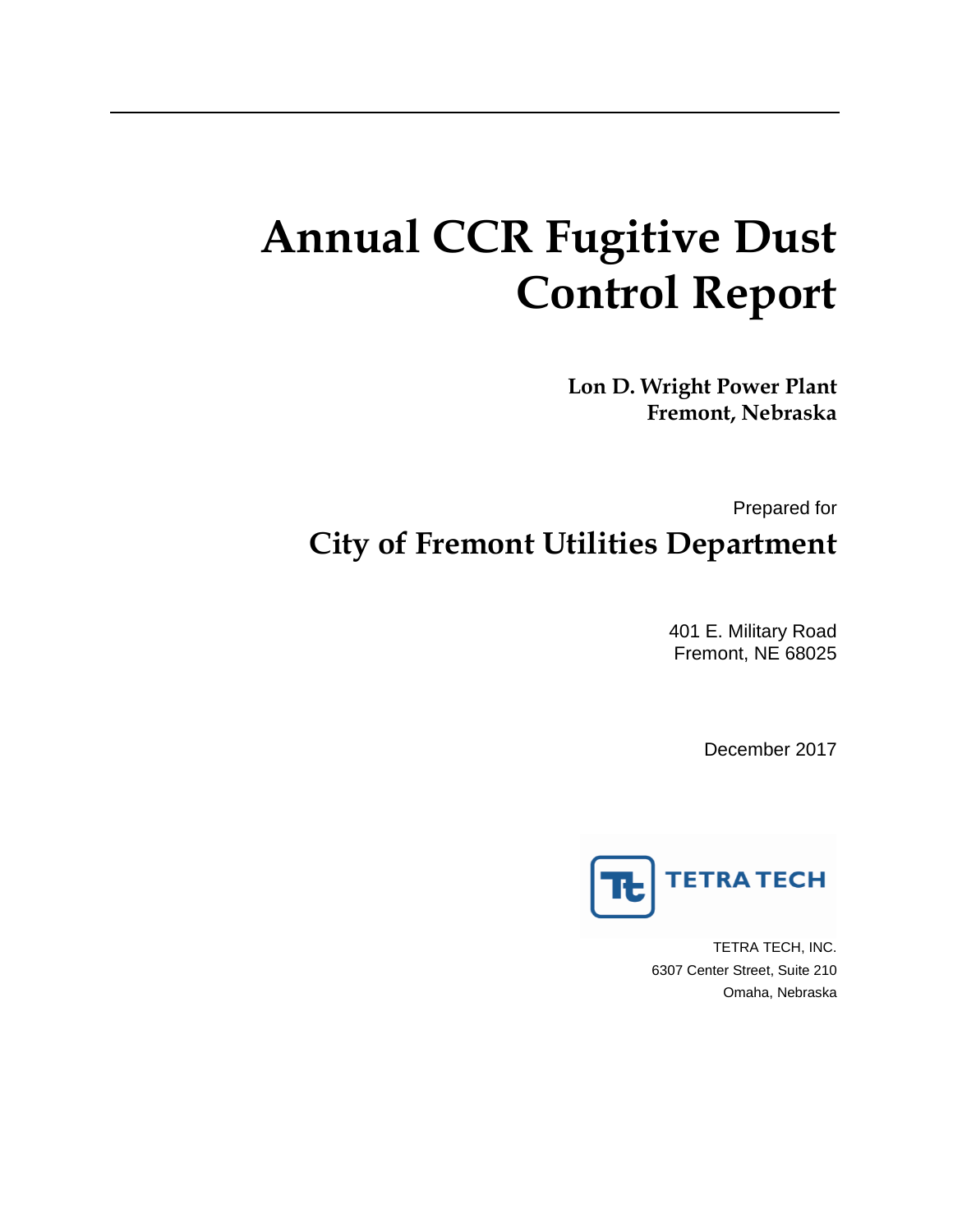# Annual CCR Fugitive Dust Control Report

**Lon D. Wright Power Plant**
**Fremont, Nebraska**

Prepared for

## City of Fremont Utilities Department

401 E. Military Road
Fremont, NE 68025

December 2017

TETRA TECH

TETRA TECH, INC.
6307 Center Street, Suite 210
Omaha, Nebraska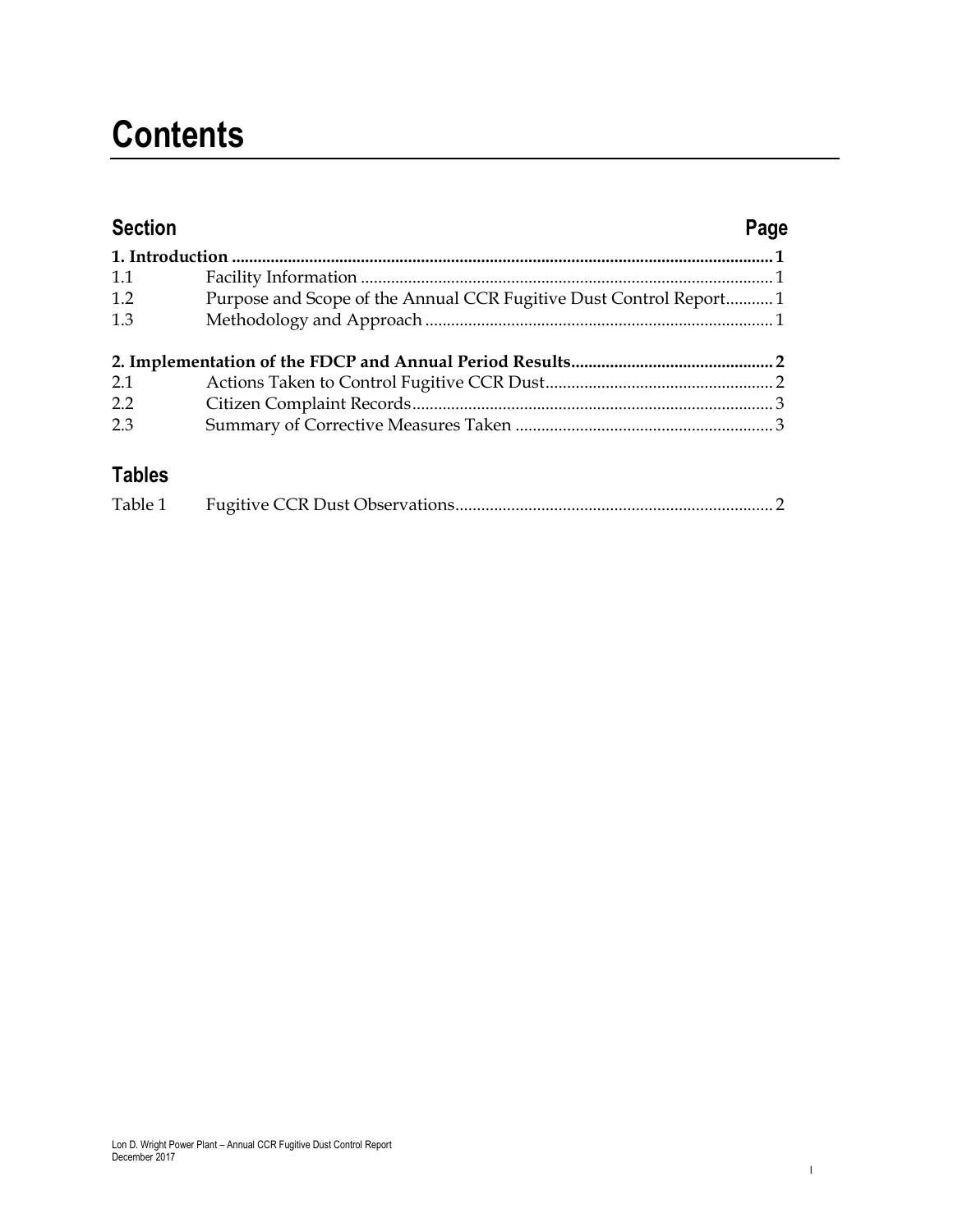# Contents

| Section | | Page |
|---|---|---|
| **1. Introduction** | | **1** |
| 1.1 | Facility Information | 1 |
| 1.2 | Purpose and Scope of the Annual CCR Fugitive Dust Control Report | 1 |
| 1.3 | Methodology and Approach | 1 |
| **2. Implementation of the FDCP and Annual Period Results** | | **2** |
| 2.1 | Actions Taken to Control Fugitive CCR Dust | 2 |
| 2.2 | Citizen Complaint Records | 3 |
| 2.3 | Summary of Corrective Measures Taken | 3 |

## Tables

| | | |
|---|---|---|
| Table 1 | Fugitive CCR Dust Observations | 2 |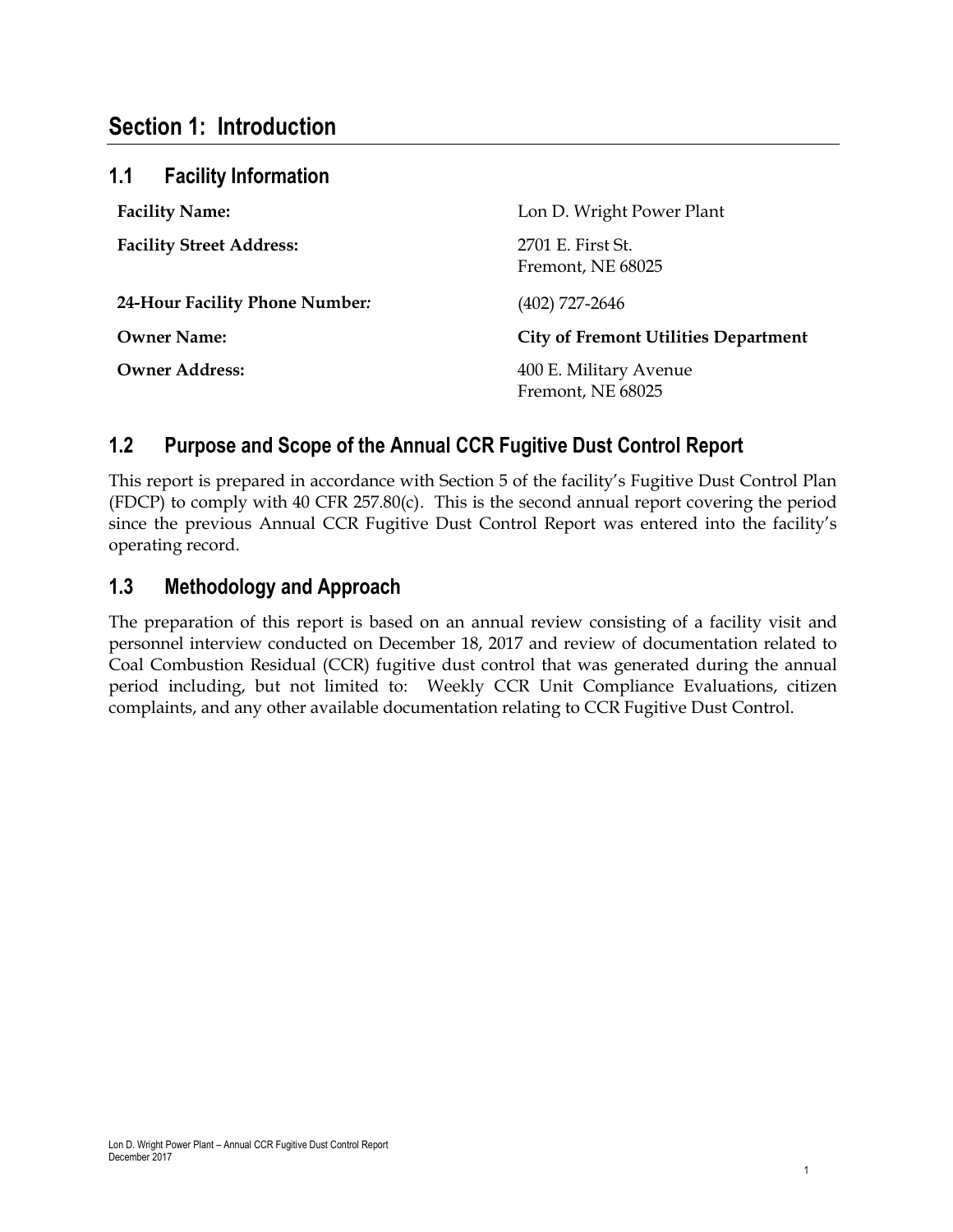# Section 1: Introduction

## 1.1 Facility Information

| | |
|---|---|
| **Facility Name:** | Lon D. Wright Power Plant |
| **Facility Street Address:** | 2701 E. First St.<br>Fremont, NE 68025 |
| **24-Hour Facility Phone Number:** | (402) 727-2646 |
| **Owner Name:** | **City of Fremont Utilities Department** |
| **Owner Address:** | 400 E. Military Avenue<br>Fremont, NE 68025 |

## 1.2 Purpose and Scope of the Annual CCR Fugitive Dust Control Report

This report is prepared in accordance with Section 5 of the facility's Fugitive Dust Control Plan (FDCP) to comply with 40 CFR 257.80(c). This is the second annual report covering the period since the previous Annual CCR Fugitive Dust Control Report was entered into the facility's operating record.

## 1.3 Methodology and Approach

The preparation of this report is based on an annual review consisting of a facility visit and personnel interview conducted on December 18, 2017 and review of documentation related to Coal Combustion Residual (CCR) fugitive dust control that was generated during the annual period including, but not limited to: Weekly CCR Unit Compliance Evaluations, citizen complaints, and any other available documentation relating to CCR Fugitive Dust Control.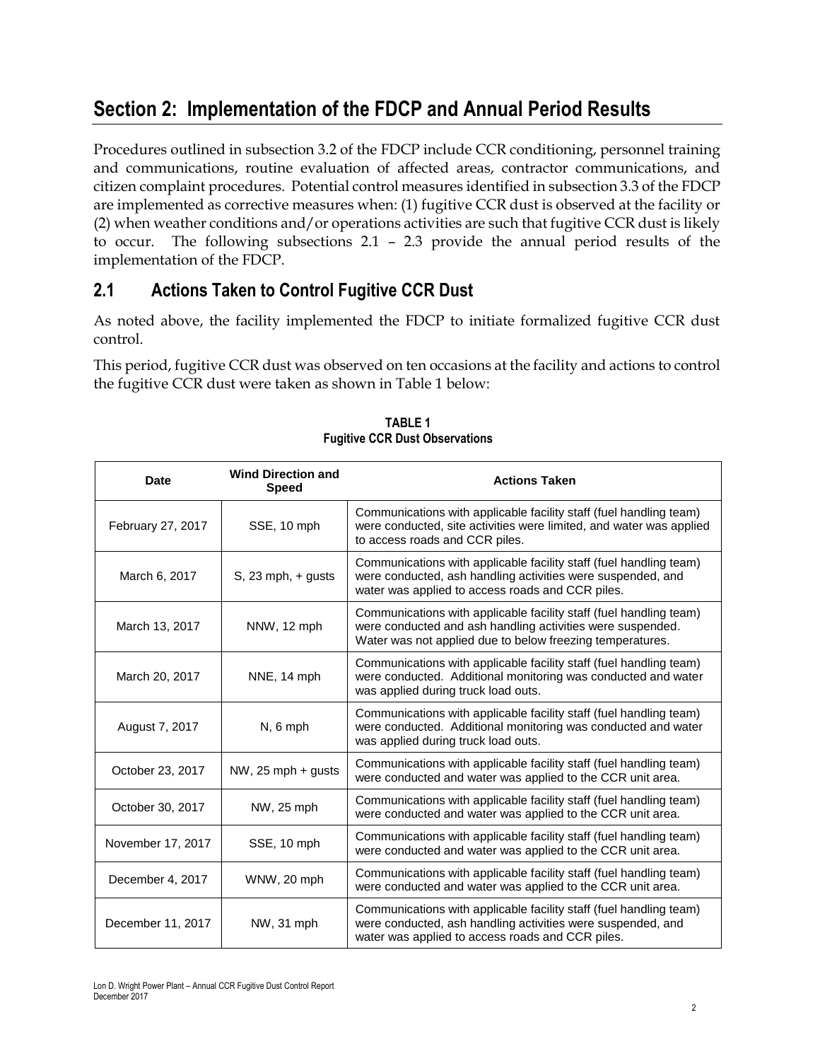# Section 2: Implementation of the FDCP and Annual Period Results

Procedures outlined in subsection 3.2 of the FDCP include CCR conditioning, personnel training and communications, routine evaluation of affected areas, contractor communications, and citizen complaint procedures. Potential control measures identified in subsection 3.3 of the FDCP are implemented as corrective measures when: (1) fugitive CCR dust is observed at the facility or (2) when weather conditions and/or operations activities are such that fugitive CCR dust is likely to occur. The following subsections 2.1 – 2.3 provide the annual period results of the implementation of the FDCP.

## 2.1 Actions Taken to Control Fugitive CCR Dust

As noted above, the facility implemented the FDCP to initiate formalized fugitive CCR dust control.

This period, fugitive CCR dust was observed on ten occasions at the facility and actions to control the fugitive CCR dust were taken as shown in Table 1 below:

**TABLE 1**
**Fugitive CCR Dust Observations**

| Date | Wind Direction and Speed | Actions Taken |
|---|---|---|
| February 27, 2017 | SSE, 10 mph | Communications with applicable facility staff (fuel handling team) were conducted, site activities were limited, and water was applied to access roads and CCR piles. |
| March 6, 2017 | S, 23 mph, + gusts | Communications with applicable facility staff (fuel handling team) were conducted, ash handling activities were suspended, and water was applied to access roads and CCR piles. |
| March 13, 2017 | NNW, 12 mph | Communications with applicable facility staff (fuel handling team) were conducted and ash handling activities were suspended. Water was not applied due to below freezing temperatures. |
| March 20, 2017 | NNE, 14 mph | Communications with applicable facility staff (fuel handling team) were conducted. Additional monitoring was conducted and water was applied during truck load outs. |
| August 7, 2017 | N, 6 mph | Communications with applicable facility staff (fuel handling team) were conducted. Additional monitoring was conducted and water was applied during truck load outs. |
| October 23, 2017 | NW, 25 mph + gusts | Communications with applicable facility staff (fuel handling team) were conducted and water was applied to the CCR unit area. |
| October 30, 2017 | NW, 25 mph | Communications with applicable facility staff (fuel handling team) were conducted and water was applied to the CCR unit area. |
| November 17, 2017 | SSE, 10 mph | Communications with applicable facility staff (fuel handling team) were conducted and water was applied to the CCR unit area. |
| December 4, 2017 | WNW, 20 mph | Communications with applicable facility staff (fuel handling team) were conducted and water was applied to the CCR unit area. |
| December 11, 2017 | NW, 31 mph | Communications with applicable facility staff (fuel handling team) were conducted, ash handling activities were suspended, and water was applied to access roads and CCR piles. |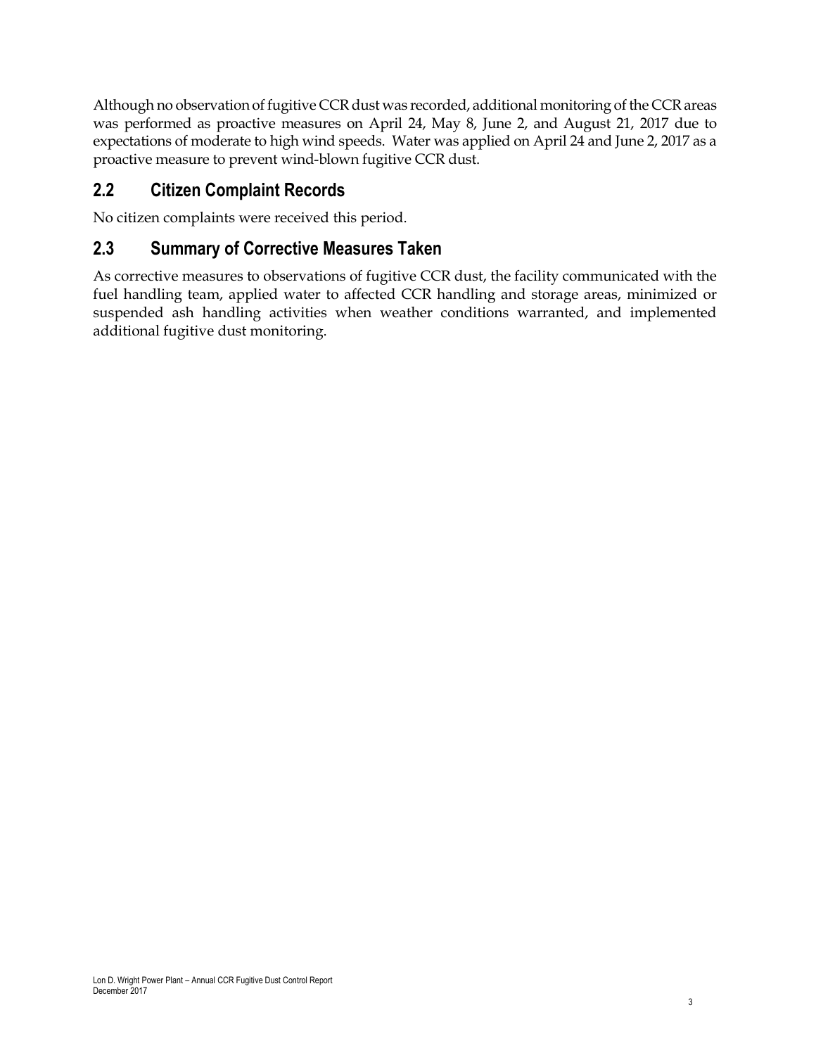Although no observation of fugitive CCR dust was recorded, additional monitoring of the CCR areas was performed as proactive measures on April 24, May 8, June 2, and August 21, 2017 due to expectations of moderate to high wind speeds. Water was applied on April 24 and June 2, 2017 as a proactive measure to prevent wind-blown fugitive CCR dust.

## 2.2 Citizen Complaint Records

No citizen complaints were received this period.

## 2.3 Summary of Corrective Measures Taken

As corrective measures to observations of fugitive CCR dust, the facility communicated with the fuel handling team, applied water to affected CCR handling and storage areas, minimized or suspended ash handling activities when weather conditions warranted, and implemented additional fugitive dust monitoring.